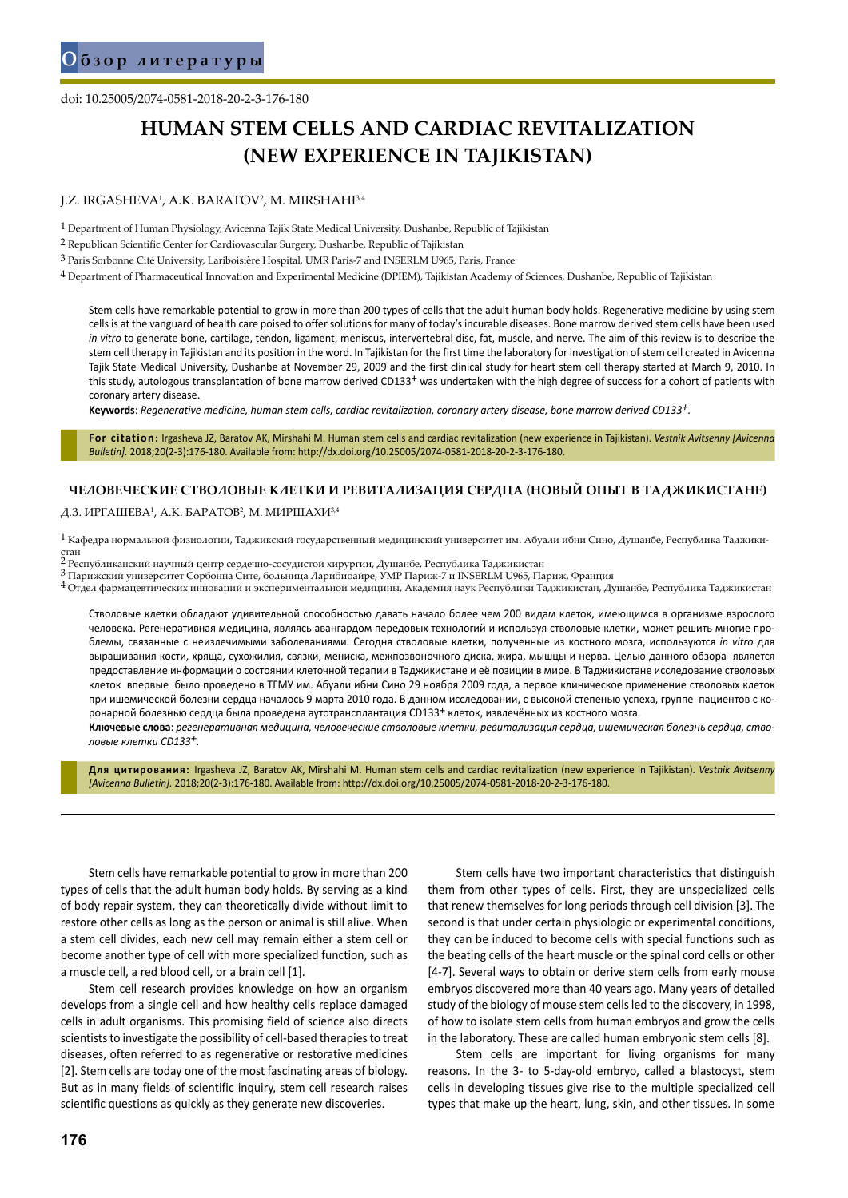Обзор литературы

doi: 10.25005/2074-0581-2018-20-2-3-176-180

# HUMAN STEM CELLS AND CARDIAC REVITALIZATION (NEW EXPERIENCE IN TAJIKISTAN)

J.Z. IRGASHEVA[1], A.K. BARATOV[2], M. MIRSHAHI[3,4]

1 Department of Human Physiology, Avicenna Tajik State Medical University, Dushanbe, Republic of Tajikistan

2 Republican Scientific Center for Cardiovascular Surgery, Dushanbe, Republic of Tajikistan

3 Paris Sorbonne Cité University, Lariboisière Hospital, UMR Paris-7 and INSERLM U965, Paris, France

4 Department of Pharmaceutical Innovation and Experimental Medicine (DPIEM), Tajikistan Academy of Sciences, Dushanbe, Republic of Tajikistan

Stem cells have remarkable potential to grow in more than 200 types of cells that the adult human body holds. Regenerative medicine by using stem cells is at the vanguard of health care poised to offer solutions for many of today's incurable diseases. Bone marrow derived stem cells have been used *in vitro* to generate bone, cartilage, tendon, ligament, meniscus, intervertebral disc, fat, muscle, and nerve. The aim of this review is to describe the stem cell therapy in Tajikistan and its position in the word. In Tajikistan for the first time the laboratory for investigation of stem cell created in Avicenna Tajik State Medical University, Dushanbe at November 29, 2009 and the first clinical study for heart stem cell therapy started at March 9, 2010. In this study, autologous transplantation of bone marrow derived $CD133^+$ was undertaken with the high degree of success for a cohort of patients with coronary artery disease.

**Keywords**: *Regenerative medicine, human stem cells, cardiac revitalization, coronary artery disease, bone marrow derived $CD133^+$.*

**For citation:** Irgasheva JZ, Baratov AK, Mirshahi M. Human stem cells and cardiac revitalization (new experience in Tajikistan). *Vestnik Avitsenny [Avicenna Bulletin].* 2018;20(2-3):176-180. Available from: http://dx.doi.org/10.25005/2074-0581-2018-20-2-3-176-180.

## ЧЕЛОВЕЧЕСКИЕ СТВОЛОВЫЕ КЛЕТКИ И РЕВИТАЛИЗАЦИЯ СЕРДЦА (НОВЫЙ ОПЫТ В ТАДЖИКИСТАНЕ)

Д.З. ИРГАШЕВА[1], А.К. БАРАТОВ[2], М. МИРШАХИ[3,4]

1 Кафедра нормальной физиологии, Таджикский государственный медицинский университет им. Абуали ибни Сино, Душанбе, Республика Таджикистан

2 Республиканский научный центр сердечно-сосудистой хирургии, Душанбе, Республика Таджикистан

3 Парижский университет Сорбонна Сите, больница Ларибиоайре, УМР Париж-7 и INSERLM U965, Париж, Франция

4 Отдел фармацевтических инноваций и экспериментальной медицины, Академия наук Республики Таджикистан, Душанбе, Республика Таджикистан

Стволовые клетки обладают удивительной способностью давать начало более чем 200 видам клеток, имеющимся в организме взрослого человека. Регенеративная медицина, являясь авангардом передовых технологий и используя стволовые клетки, может решить многие проблемы, связанные с неизлечимыми заболеваниями. Сегодня стволовые клетки, полученные из костного мозга, используются *in vitro* для выращивания кости, хряща, сухожилия, связки, мениска, межпозвоночного диска, жира, мышцы и нерва. Целью данного обзора является предоставление информации о состоянии клеточной терапии в Таджикистане и её позиции в мире. В Таджикистане исследование стволовых клеток впервые было проведено в ТГМУ им. Абуали ибни Сино 29 ноября 2009 года, а первое клиническое применение стволовых клеток при ишемической болезни сердца началось 9 марта 2010 года. В данном исследовании, с высокой степенью успеха, группе пациентов с коронарной болезнью сердца была проведена аутотрансплантация $CD133^+$ клеток, извлечённых из костного мозга.

**Ключевые слова**: *регенеративная медицина, человеческие стволовые клетки, ревитализация сердца, ишемическая болезнь сердца, стволовые клетки $CD133^+$.*

**Для цитирования:** Irgasheva JZ, Baratov AK, Mirshahi M. Human stem cells and cardiac revitalization (new experience in Tajikistan). *Vestnik Avitsenny [Avicenna Bulletin].* 2018;20(2-3):176-180. Available from: http://dx.doi.org/10.25005/2074-0581-2018-20-2-3-176-180.

Stem cells have remarkable potential to grow in more than 200 types of cells that the adult human body holds. By serving as a kind of body repair system, they can theoretically divide without limit to restore other cells as long as the person or animal is still alive. When a stem cell divides, each new cell may remain either a stem cell or become another type of cell with more specialized function, such as a muscle cell, a red blood cell, or a brain cell [1].

Stem cell research provides knowledge on how an organism develops from a single cell and how healthy cells replace damaged cells in adult organisms. This promising field of science also directs scientists to investigate the possibility of cell-based therapies to treat diseases, often referred to as regenerative or restorative medicines [2]. Stem cells are today one of the most fascinating areas of biology. But as in many fields of scientific inquiry, stem cell research raises scientific questions as quickly as they generate new discoveries.

Stem cells have two important characteristics that distinguish them from other types of cells. First, they are unspecialized cells that renew themselves for long periods through cell division [3]. The second is that under certain physiologic or experimental conditions, they can be induced to become cells with special functions such as the beating cells of the heart muscle or the spinal cord cells or other [4-7]. Several ways to obtain or derive stem cells from early mouse embryos discovered more than 40 years ago. Many years of detailed study of the biology of mouse stem cells led to the discovery, in 1998, of how to isolate stem cells from human embryos and grow the cells in the laboratory. These are called human embryonic stem cells [8].

Stem cells are important for living organisms for many reasons. In the 3- to 5-day-old embryo, called a blastocyst, stem cells in developing tissues give rise to the multiple specialized cell types that make up the heart, lung, skin, and other tissues. In some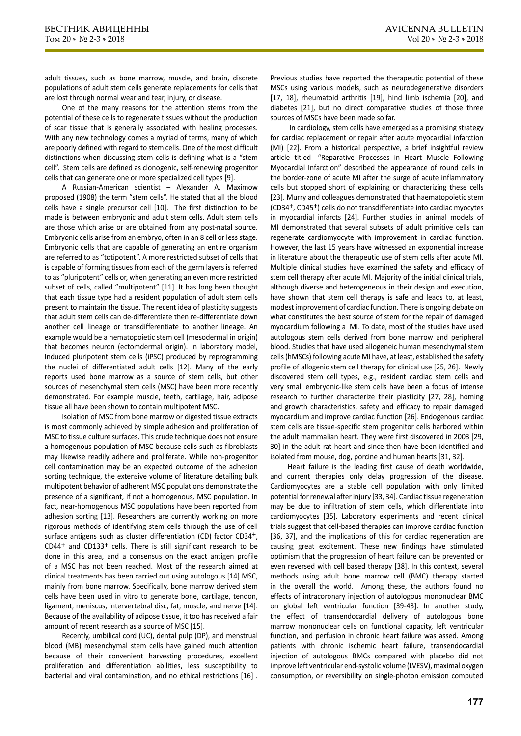adult tissues, such as bone marrow, muscle, and brain, discrete populations of adult stem cells generate replacements for cells that are lost through normal wear and tear, injury, or disease.

One of the many reasons for the attention stems from the potential of these cells to regenerate tissues without the production of scar tissue that is generally associated with healing processes. With any new technology comes a myriad of terms, many of which are poorly defined with regard to stem cells. One of the most difficult distinctions when discussing stem cells is defining what is a "stem cell". Stem cells are defined as clonogenic, self-renewing progenitor cells that can generate one or more specialized cell types [9].

A Russian-American scientist – Alexander A. Maximow proposed (1908) the term "stem cells". He stated that all the blood cells have a single precursor cell [10]. The first distinction to be made is between embryonic and adult stem cells. Adult stem cells are those which arise or are obtained from any post-natal source. Embryonic cells arise from an embryo, often in an 8 cell or less stage. Embryonic cells that are capable of generating an entire organism are referred to as "totipotent". A more restricted subset of cells that is capable of forming tissues from each of the germ layers is referred to as "pluripotent" cells or, when generating an even more restricted subset of cells, called "multipotent" [11]. It has long been thought that each tissue type had a resident population of adult stem cells present to maintain the tissue. The recent idea of plasticity suggests that adult stem cells can de-differentiate then re-differentiate down another cell lineage or transdifferentiate to another lineage. An example would be a hematopoietic stem cell (mesodermal in origin) that becomes neuron (ectomdermal origin). In laboratory model, Induced pluripotent stem cells (iPSC) produced by reprogramming the nuclei of differentiated adult cells [12]. Many of the early reports used bone marrow as a source of stem cells, but other sources of mesenchymal stem cells (MSC) have been more recently demonstrated. For example muscle, teeth, cartilage, hair, adipose tissue all have been shown to contain multipotent MSC.

Isolation of MSC from bone marrow or digested tissue extracts is most commonly achieved by simple adhesion and proliferation of MSC to tissue culture surfaces. This crude technique does not ensure a homogenous population of MSC because cells such as fibroblasts may likewise readily adhere and proliferate. While non-progenitor cell contamination may be an expected outcome of the adhesion sorting technique, the extensive volume of literature detailing bulk multipotent behavior of adherent MSC populations demonstrate the presence of a significant, if not a homogenous, MSC population. In fact, near-homogenous MSC populations have been reported from adhesion sorting [13]. Researchers are currently working on more rigorous methods of identifying stem cells through the use of cell surface antigens such as cluster differentiation (CD) factor CD34+, CD44+ and CD133+ cells. There is still significant research to be done in this area, and a consensus on the exact antigen profile of a MSC has not been reached. Most of the research aimed at clinical treatments has been carried out using autologous [14] MSC, mainly from bone marrow. Specifically, bone marrow derived stem cells have been used in vitro to generate bone, cartilage, tendon, ligament, meniscus, intervertebral disc, fat, muscle, and nerve [14]. Because of the availability of adipose tissue, it too has received a fair amount of recent research as a source of MSC [15].

Recently, umbilical cord (UC), dental pulp (DP), and menstrual blood (MB) mesenchymal stem cells have gained much attention because of their convenient harvesting procedures, excellent proliferation and differentiation abilities, less susceptibility to bacterial and viral contamination, and no ethical restrictions [16]. Previous studies have reported the therapeutic potential of these MSCs using various models, such as neurodegenerative disorders [17, 18], rheumatoid arthritis [19], hind limb ischemia [20], and diabetes [21], but no direct comparative studies of those three sources of MSCs have been made so far.

In cardiology, stem cells have emerged as a promising strategy for cardiac replacement or repair after acute myocardial infarction (MI) [22]. From a historical perspective, a brief insightful review article titled- "Reparative Processes in Heart Muscle Following Myocardial Infarction" described the appearance of round cells in the border-zone of acute MI after the surge of acute inflammatory cells but stopped short of explaining or characterizing these cells [23]. Murry and colleagues demonstrated that haematopoietic stem (CD34+, CD45+) cells do not transdifferentiate into cardiac myocytes in myocardial infarcts [24]. Further studies in animal models of MI demonstrated that several subsets of adult primitive cells can regenerate cardiomyocyte with improvement in cardiac function. However, the last 15 years have witnessed an exponential increase in literature about the therapeutic use of stem cells after acute MI. Multiple clinical studies have examined the safety and efficacy of stem cell therapy after acute MI. Majority of the initial clinical trials, although diverse and heterogeneous in their design and execution, have shown that stem cell therapy is safe and leads to, at least, modest improvement of cardiac function. There is ongoing debate on what constitutes the best source of stem for the repair of damaged myocardium following a MI. To date, most of the studies have used autologous stem cells derived from bone marrow and peripheral blood. Studies that have used allogeneic human mesenchymal stem cells (hMSCs) following acute MI have, at least, established the safety profile of allogenic stem cell therapy for clinical use [25, 26]. Newly discovered stem cell types, e.g., resident cardiac stem cells and very small embryonic-like stem cells have been a focus of intense research to further characterize their plasticity [27, 28], homing and growth characteristics, safety and efficacy to repair damaged myocardium and improve cardiac function [26]. Endogenous cardiac stem cells are tissue-specific stem progenitor cells harbored within the adult mammalian heart. They were first discovered in 2003 [29, 30] in the adult rat heart and since then have been identified and isolated from mouse, dog, porcine and human hearts [31, 32].

Heart failure is the leading first cause of death worldwide, and current therapies only delay progression of the disease. Cardiomyocytes are a stable cell population with only limited potential for renewal after injury [33, 34]. Cardiac tissue regeneration may be due to infiltration of stem cells, which differentiate into cardiomyocytes [35]. Laboratory experiments and recent clinical trials suggest that cell-based therapies can improve cardiac function [36, 37], and the implications of this for cardiac regeneration are causing great excitement. These new findings have stimulated optimism that the progression of heart failure can be prevented or even reversed with cell based therapy [38]. In this context, several methods using adult bone marrow cell (BMC) therapy started in the overall the world. Among these, the authors found no effects of intracoronary injection of autologous mononuclear BMC on global left ventricular function [39-43]. In another study, the effect of transendocardial delivery of autologous bone marrow mononuclear cells on functional capacity, left ventricular function, and perfusion in chronic heart failure was assed. Among patients with chronic ischemic heart failure, transendocardial injection of autologous BMCs compared with placebo did not improve left ventricular end-systolic volume (LVESV), maximal oxygen consumption, or reversibility on single-photon emission computed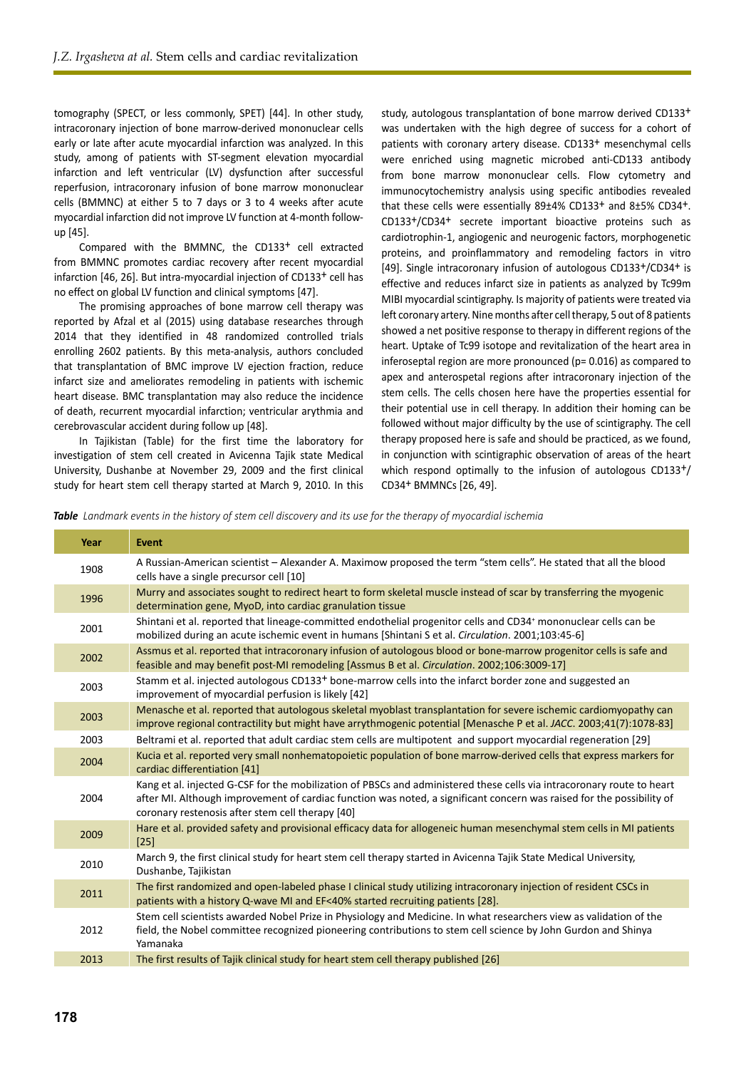tomography (SPECT, or less commonly, SPET) [44]. In other study, intracoronary injection of bone marrow-derived mononuclear cells early or late after acute myocardial infarction was analyzed. In this study, among of patients with ST-segment elevation myocardial infarction and left ventricular (LV) dysfunction after successful reperfusion, intracoronary infusion of bone marrow mononuclear cells (BMMNC) at either 5 to 7 days or 3 to 4 weeks after acute myocardial infarction did not improve LV function at 4-month follow-up [45].

Compared with the BMMNC, the CD133$^{+}$ cell extracted from BMMNC promotes cardiac recovery after recent myocardial infarction [46, 26]. But intra-myocardial injection of CD133$^{+}$ cell has no effect on global LV function and clinical symptoms [47].

The promising approaches of bone marrow cell therapy was reported by Afzal et al (2015) using database researches through 2014 that they identified in 48 randomized controlled trials enrolling 2602 patients. By this meta-analysis, authors concluded that transplantation of BMC improve LV ejection fraction, reduce infarct size and ameliorates remodeling in patients with ischemic heart disease. BMC transplantation may also reduce the incidence of death, recurrent myocardial infarction; ventricular arythmia and cerebrovascular accident during follow up [48].

In Tajikistan (Table) for the first time the laboratory for investigation of stem cell created in Avicenna Tajik state Medical University, Dushanbe at November 29, 2009 and the first clinical study for heart stem cell therapy started at March 9, 2010. In this study, autologous transplantation of bone marrow derived CD133$^{+}$ was undertaken with the high degree of success for a cohort of patients with coronary artery disease. CD133$^{+}$ mesenchymal cells were enriched using magnetic microbed anti-CD133 antibody from bone marrow mononuclear cells. Flow cytometry and immunocytochemistry analysis using specific antibodies revealed that these cells were essentially 89±4% CD133$^{+}$ and 8±5% CD34$^{+}$. CD133$^{+}$/CD34$^{+}$ secrete important bioactive proteins such as cardiotrophin-1, angiogenic and neurogenic factors, morphogenetic proteins, and proinflammatory and remodeling factors in vitro [49]. Single intracoronary infusion of autologous CD133$^{+}$/CD34$^{+}$ is effective and reduces infarct size in patients as analyzed by Tc99m MIBI myocardial scintigraphy. Is majority of patients were treated via left coronary artery. Nine months after cell therapy, 5 out of 8 patients showed a net positive response to therapy in different regions of the heart. Uptake of Tc99 isotope and revitalization of the heart area in inferoseptal region are more pronounced (p= 0.016) as compared to apex and anterospetal regions after intracoronary injection of the stem cells. The cells chosen here have the properties essential for their potential use in cell therapy. In addition their homing can be followed without major difficulty by the use of scintigraphy. The cell therapy proposed here is safe and should be practiced, as we found, in conjunction with scintigraphic observation of areas of the heart which respond optimally to the infusion of autologous CD133$^{+}$/CD34$^{+}$ BMMNCs [26, 49].

***Table*** *Landmark events in the history of stem cell discovery and its use for the therapy of myocardial ischemia*

| Year | Event |
|---|---|
| 1908 | A Russian-American scientist – Alexander A. Maximow proposed the term "stem cells". He stated that all the blood cells have a single precursor cell [10] |
| 1996 | Murry and associates sought to redirect heart to form skeletal muscle instead of scar by transferring the myogenic determination gene, MyoD, into cardiac granulation tissue |
| 2001 | Shintani et al. reported that lineage-committed endothelial progenitor cells and CD34$^{+}$ mononuclear cells can be mobilized during an acute ischemic event in humans [Shintani S et al. *Circulation*. 2001;103:45-6] |
| 2002 | Assmus et al. reported that intracoronary infusion of autologous blood or bone-marrow progenitor cells is safe and feasible and may benefit post-MI remodeling [Assmus B et al. *Circulation*. 2002;106:3009-17] |
| 2003 | Stamm et al. injected autologous CD133$^{+}$ bone-marrow cells into the infarct border zone and suggested an improvement of myocardial perfusion is likely [42] |
| 2003 | Menasche et al. reported that autologous skeletal myoblast transplantation for severe ischemic cardiomyopathy can improve regional contractility but might have arrythmogenic potential [Menasche P et al. *JACC*. 2003;41(7):1078-83] |
| 2003 | Beltrami et al. reported that adult cardiac stem cells are multipotent and support myocardial regeneration [29] |
| 2004 | Kucia et al. reported very small nonhematopoietic population of bone marrow-derived cells that express markers for cardiac differentiation [41] |
| 2004 | Kang et al. injected G-CSF for the mobilization of PBSCs and administered these cells via intracoronary route to heart after MI. Although improvement of cardiac function was noted, a significant concern was raised for the possibility of coronary restenosis after stem cell therapy [40] |
| 2009 | Hare et al. provided safety and provisional efficacy data for allogeneic human mesenchymal stem cells in MI patients [25] |
| 2010 | March 9, the first clinical study for heart stem cell therapy started in Avicenna Tajik State Medical University, Dushanbe, Tajikistan |
| 2011 | The first randomized and open-labeled phase I clinical study utilizing intracoronary injection of resident CSCs in patients with a history Q-wave MI and EF<40% started recruiting patients [28]. |
| 2012 | Stem cell scientists awarded Nobel Prize in Physiology and Medicine. In what researchers view as validation of the field, the Nobel committee recognized pioneering contributions to stem cell science by John Gurdon and Shinya Yamanaka |
| 2013 | The first results of Tajik clinical study for heart stem cell therapy published [26] |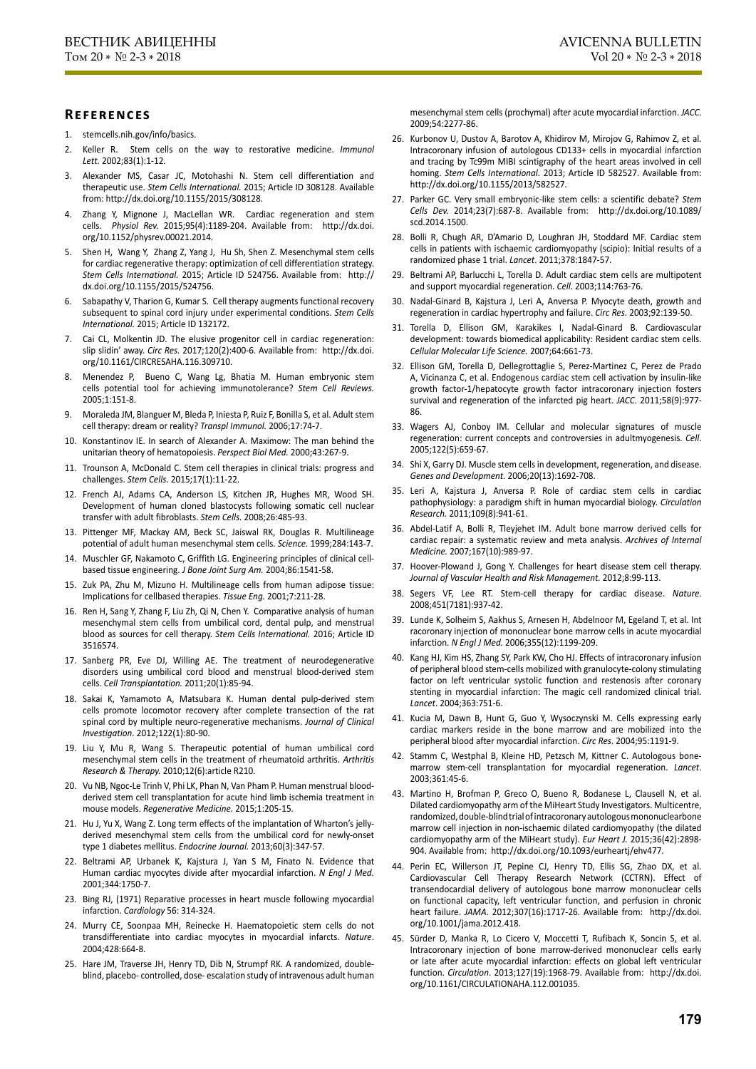## References

1. stemcells.nih.gov/info/basics.
2. Keller R. Stem cells on the way to restorative medicine. *Immunol Lett.* 2002;83(1):1-12.
3. Alexander MS, Casar JC, Motohashi N. Stem cell differentiation and therapeutic use. *Stem Cells International.* 2015; Article ID 308128. Available from: http://dx.doi.org/10.1155/2015/308128.
4. Zhang Y, Mignone J, MacLellan WR. Cardiac regeneration and stem cells. *Physiol Rev.* 2015;95(4):1189-204. Available from: http://dx.doi.org/10.1152/physrev.00021.2014.
5. Shen H, Wang Y, Zhang Z, Yang J, Hu Sh, Shen Z. Mesenchymal stem cells for cardiac regenerative therapy: optimization of cell differentiation strategy. *Stem Cells International.* 2015; Article ID 524756. Available from: http://dx.doi.org/10.1155/2015/524756.
6. Sabapathy V, Tharion G, Kumar S. Cell therapy augments functional recovery subsequent to spinal cord injury under experimental conditions. *Stem Cells International.* 2015; Article ID 132172.
7. Cai CL, Molkentin JD. The elusive progenitor cell in cardiac regeneration: slip slidin' away. *Circ Res.* 2017;120(2):400-6. Available from: http://dx.doi.org/10.1161/CIRCRESAHA.116.309710.
8. Menendez P, Bueno C, Wang Lg, Bhatia M. Human embryonic stem cells potential tool for achieving immunotolerance? *Stem Cell Reviews.* 2005;1:151-8.
9. Moraleda JM, Blanguer M, Bleda P, Iniesta P, Ruiz F, Bonilla S, et al. Adult stem cell therapy: dream or reality? *Transpl Immunol.* 2006;17:74-7.
10. Konstantinov IE. In search of Alexander A. Maximow: The man behind the unitarian theory of hematopoiesis. *Perspect Biol Med.* 2000;43:267-9.
11. Trounson A, McDonald C. Stem cell therapies in clinical trials: progress and challenges. *Stem Cells.* 2015;17(1):11-22.
12. French AJ, Adams CA, Anderson LS, Kitchen JR, Hughes MR, Wood SH. Development of human cloned blastocysts following somatic cell nuclear transfer with adult fibroblasts. *Stem Cells.* 2008;26:485-93.
13. Pittenger MF, Mackay AM, Beck SC, Jaiswal RK, Douglas R. Multilineage potential of adult human mesenchymal stem cells. *Science.* 1999;284:143-7.
14. Muschler GF, Nakamoto C, Griffith LG. Engineering principles of clinical cell-based tissue engineering. *J Bone Joint Surg Am.* 2004;86:1541-58.
15. Zuk PA, Zhu M, Mizuno H. Multilineage cells from human adipose tissue: Implications for cellbased therapies. *Tissue Eng.* 2001;7:211-28.
16. Ren H, Sang Y, Zhang F, Liu Zh, Qi N, Chen Y. Comparative analysis of human mesenchymal stem cells from umbilical cord, dental pulp, and menstrual blood as sources for cell therapy. *Stem Cells International.* 2016; Article ID 3516574.
17. Sanberg PR, Eve DJ, Willing AE. The treatment of neurodegenerative disorders using umbilical cord blood and menstrual blood-derived stem cells. *Cell Transplantation.* 2011;20(1):85-94.
18. Sakai K, Yamamoto A, Matsubara K. Human dental pulp-derived stem cells promote locomotor recovery after complete transection of the rat spinal cord by multiple neuro-regenerative mechanisms. *Journal of Clinical Investigation.* 2012;122(1):80-90.
19. Liu Y, Mu R, Wang S. Therapeutic potential of human umbilical cord mesenchymal stem cells in the treatment of rheumatoid arthritis. *Arthritis Research & Therapy.* 2010;12(6):article R210.
20. Vu NB, Ngoc-Le Trinh V, Phi LK, Phan N, Van Pham P. Human menstrual blood-derived stem cell transplantation for acute hind limb ischemia treatment in mouse models. *Regenerative Medicine.* 2015;1:205-15.
21. Hu J, Yu X, Wang Z. Long term effects of the implantation of Wharton's jelly-derived mesenchymal stem cells from the umbilical cord for newly-onset type 1 diabetes mellitus. *Endocrine Journal.* 2013;60(3):347-57.
22. Beltrami AP, Urbanek K, Kajstura J, Yan S M, Finato N. Evidence that Human cardiac myocytes divide after myocardial infarction. *N Engl J Med.* 2001;344:1750-7.
23. Bing RJ, (1971) Reparative processes in heart muscle following myocardial infarction. *Cardiology* 56: 314-324.
24. Murry CE, Soonpaa MH, Reinecke H. Haematopoietic stem cells do not transdifferentiate into cardiac myocytes in myocardial infarcts. *Nature*. 2004;428:664-8.
25. Hare JM, Traverse JH, Henry TD, Dib N, Strumpf RK. A randomized, double-blind, placebo- controlled, dose- escalation study of intravenous adult human mesenchymal stem cells (prochymal) after acute myocardial infarction. *JACC*. 2009;54:2277-86.
26. Kurbonov U, Dustov A, Barotov A, Khidirov M, Mirojov G, Rahimov Z, et al. Intracoronary infusion of autologous CD133+ cells in myocardial infarction and tracing by Tc99m MIBI scintigraphy of the heart areas involved in cell homing. *Stem Cells International.* 2013; Article ID 582527. Available from: http://dx.doi.org/10.1155/2013/582527.
27. Parker GC. Very small embryonic-like stem cells: a scientific debate? *Stem Cells Dev.* 2014;23(7):687-8. Available from: http://dx.doi.org/10.1089/scd.2014.1500.
28. Bolli R, Chugh AR, D'Amario D, Loughran JH, Stoddard MF. Cardiac stem cells in patients with ischaemic cardiomyopathy (scipio): Initial results of a randomized phase 1 trial. *Lancet*. 2011;378:1847-57.
29. Beltrami AP, Barlucchi L, Torella D. Adult cardiac stem cells are multipotent and support myocardial regeneration. *Cell*. 2003;114:763-76.
30. Nadal-Ginard B, Kajstura J, Leri A, Anversa P. Myocyte death, growth and regeneration in cardiac hypertrophy and failure. *Circ Res*. 2003;92:139-50.
31. Torella D, Ellison GM, Karakikes I, Nadal-Ginard B. Cardiovascular development: towards biomedical applicability: Resident cardiac stem cells. *Cellular Molecular Life Science.* 2007;64:661-73.
32. Ellison GM, Torella D, Dellegrottaglie S, Perez-Martinez C, Perez de Prado A, Vicinanza C, et al. Endogenous cardiac stem cell activation by insulin-like growth factor-1/hepatocyte growth factor intracoronary injection fosters survival and regeneration of the infarcted pig heart. *JACC*. 2011;58(9):977-86.
33. Wagers AJ, Conboy IM. Cellular and molecular signatures of muscle regeneration: current concepts and controversies in adultmyogenesis. *Cell*. 2005;122(5):659-67.
34. Shi X, Garry DJ. Muscle stem cells in development, regeneration, and disease. *Genes and Development.* 2006;20(13):1692-708.
35. Leri A, Kajstura J, Anversa P. Role of cardiac stem cells in cardiac pathophysiology: a paradigm shift in human myocardial biology. *Circulation Research.* 2011;109(8):941-61.
36. Abdel-Latif A, Bolli R, Tleyjehet IM. Adult bone marrow derived cells for cardiac repair: a systematic review and meta analysis. *Archives of Internal Medicine.* 2007;167(10):989-97.
37. Hoover-Plowand J, Gong Y. Challenges for heart disease stem cell therapy. *Journal of Vascular Health and Risk Management.* 2012;8:99-113.
38. Segers VF, Lee RT. Stem-cell therapy for cardiac disease. *Nature*. 2008;451(7181):937-42.
39. Lunde K, Solheim S, Aakhus S, Arnesen H, Abdelnoor M, Egeland T, et al. Intracoronary injection of mononuclear bone marrow cells in acute myocardial infarction. *N Engl J Med.* 2006;355(12):1199-209.
40. Kang HJ, Kim HS, Zhang SY, Park KW, Cho HJ. Effects of intracoronary infusion of peripheral blood stem-cells mobilized with granulocyte-colony stimulating factor on left ventricular systolic function and restenosis after coronary stenting in myocardial infarction: The magic cell randomized clinical trial. *Lancet*. 2004;363:751-6.
41. Kucia M, Dawn B, Hunt G, Guo Y, Wysoczynski M. Cells expressing early cardiac markers reside in the bone marrow and are mobilized into the peripheral blood after myocardial infarction. *Circ Res*. 2004;95:1191-9.
42. Stamm C, Westphal B, Kleine HD, Petzsch M, Kittner C. Autologous bone-marrow stem-cell transplantation for myocardial regeneration. *Lancet*. 2003;361:45-6.
43. Martino H, Brofman P, Greco O, Bueno R, Bodanese L, Clausell N, et al. Dilated cardiomyopathy arm of the MiHeart Study Investigators. Multicentre, randomized, double-blind trial of intracoronary autologous mononuclearbone marrow cell injection in non-ischaemic dilated cardiomyopathy (the dilated cardiomyopathy arm of the MiHeart study). *Eur Heart J.* 2015;36(42):2898-904. Available from: http://dx.doi.org/10.1093/eurheartj/ehv477.
44. Perin EC, Willerson JT, Pepine CJ, Henry TD, Ellis SG, Zhao DX, et al. Cardiovascular Cell Therapy Research Network (CCTRN). Effect of transendocardial delivery of autologous bone marrow mononuclear cells on functional capacity, left ventricular function, and perfusion in chronic heart failure. *JAMA*. 2012;307(16):1717-26. Available from: http://dx.doi.org/10.1001/jama.2012.418.
45. Sürder D, Manka R, Lo Cicero V, Moccetti T, Rufibach K, Soncin S, et al. Intracoronary injection of bone marrow-derived mononuclear cells early or late after acute myocardial infarction: effects on global left ventricular function. *Circulation*. 2013;127(19):1968-79. Available from: http://dx.doi.org/10.1161/CIRCULATIONAHA.112.001035.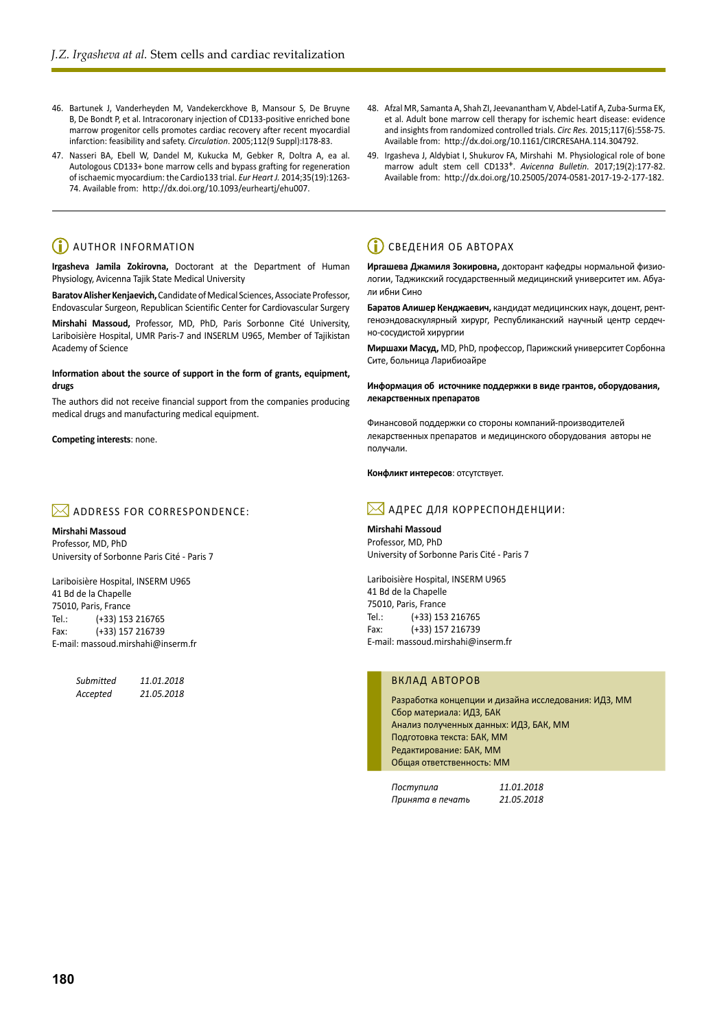46. Bartunek J, Vanderheyden M, Vandekerckhove B, Mansour S, De Bruyne B, De Bondt P, et al. Intracoronary injection of CD133-positive enriched bone marrow progenitor cells promotes cardiac recovery after recent myocardial infarction: feasibility and safety. *Circulation*. 2005;112(9 Suppl):I178-83.
47. Nasseri BA, Ebell W, Dandel M, Kukucka M, Gebker R, Doltra A, ea al. Autologous CD133+ bone marrow cells and bypass grafting for regeneration of ischaemic myocardium: the Cardio133 trial. *Eur Heart J.* 2014;35(19):1263-74. Available from: http://dx.doi.org/10.1093/eurheartj/ehu007.
48. Afzal MR, Samanta A, Shah ZI, Jeevanantham V, Abdel-Latif A, Zuba-Surma EK, et al. Adult bone marrow cell therapy for ischemic heart disease: evidence and insights from randomized controlled trials. *Circ Res.* 2015;117(6):558-75. Available from: http://dx.doi.org/10.1161/CIRCRESAHA.114.304792.
49. Irgasheva J, Aldybiat I, Shukurov FA, Mirshahi M. Physiological role of bone marrow adult stem cell CD133$^{+}$. *Avicenna Bulletin.* 2017;19(2):177-82. Available from: http://dx.doi.org/10.25005/2074-0581-2017-19-2-177-182.

## AUTHOR INFORMATION

**Irgasheva Jamila Zokirovna,** Doctorant at the Department of Human Physiology, Avicenna Tajik State Medical University

**Baratov Alisher Kenjaevich,** Candidate of Medical Sciences, Associate Professor, Endovascular Surgeon, Republican Scientific Center for Cardiovascular Surgery

**Mirshahi Massoud,** Professor, MD, PhD, Paris Sorbonne Cité University, Lariboisière Hospital, UMR Paris-7 and INSERLM U965, Member of Tajikistan Academy of Science

**Information about the source of support in the form of grants, equipment, drugs**

The authors did not receive financial support from the companies producing medical drugs and manufacturing medical equipment.

**Competing interests**: none.

## ADDRESS FOR CORRESPONDENCE:

**Mirshahi Massoud**
Professor, MD, PhD
University of Sorbonne Paris Cité - Paris 7

Lariboisière Hospital, INSERM U965
41 Bd de la Chapelle
75010, Paris, France
Tel.: (+33) 153 216765
Fax: (+33) 157 216739
E-mail: massoud.mirshahi@inserm.fr

*Submitted* *11.01.2018*
*Accepted* *21.05.2018*

## СВЕДЕНИЯ ОБ АВТОРАХ

**Иргашева Джамиля Зокировна,** докторант кафедры нормальной физиологии, Таджикский государственный медицинский университет им. Абуали ибни Сино

**Баратов Алишер Кенджаевич,** кандидат медицинских наук, доцент, рентгеноэндоваскулярный хирург, Республиканский научный центр сердечно-сосудистой хирургии

**Миршахи Масуд,** MD, PhD, профессор, Парижский университет Сорбонна Сите, больница Ларибиоайре

**Информация об источнике поддержки в виде грантов, оборудования, лекарственных препаратов**

Финансовой поддержки со стороны компаний-производителей лекарственных препаратов и медицинского оборудования авторы не получали.

**Конфликт интересов**: отсутствует.

## АДРЕС ДЛЯ КОРРЕСПОНДЕНЦИИ:

**Mirshahi Massoud**
Professor, MD, PhD
University of Sorbonne Paris Cité - Paris 7

Lariboisière Hospital, INSERM U965
41 Bd de la Chapelle
75010, Paris, France
Tel.: (+33) 153 216765
Fax: (+33) 157 216739
E-mail: massoud.mirshahi@inserm.fr

## ВКЛАД АВТОРОВ

Разработка концепции и дизайна исследования: ИДЗ, ММ
Сбор материала: ИДЗ, БАК
Анализ полученных данных: ИДЗ, БАК, ММ
Подготовка текста: БАК, ММ
Редактирование: БАК, ММ
Общая ответственность: ММ

*Поступила* *11.01.2018*
*Принята в печать* *21.05.2018*